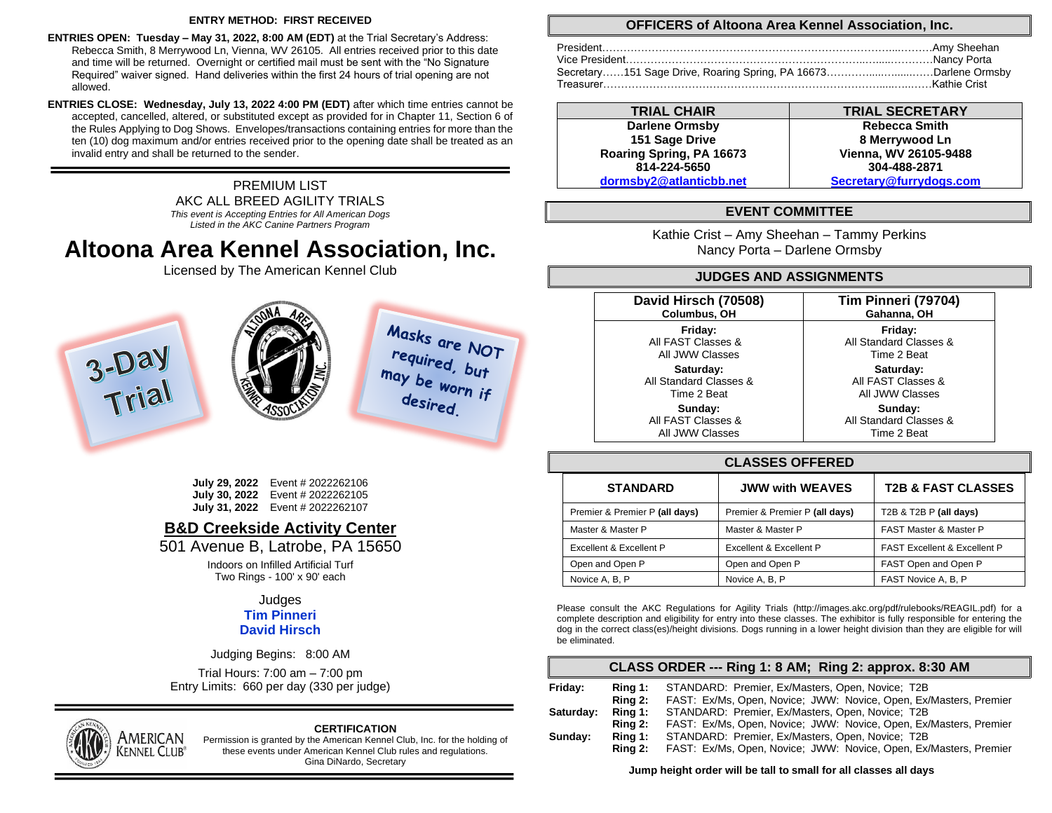**ENTRY METHOD: FIRST RECEIVED**

**ENTRIES OPEN: Tuesday – May 31, 2022, 8:00 AM (EDT)** at the Trial Secretary's Address: Rebecca Smith, 8 Merrywood Ln, Vienna, WV 26105. All entries received prior to this date and time will be returned. Overnight or certified mail must be sent with the "No Signature Required" waiver signed. Hand deliveries within the first 24 hours of trial opening are not allowed.

**ENTRIES CLOSE: Wednesday, July 13, 2022 4:00 PM (EDT)** after which time entries cannot be accepted, cancelled, altered, or substituted except as provided for in Chapter 11, Section 6 of the Rules Applying to Dog Shows. Envelopes/transactions containing entries for more than the ten (10) dog maximum and/or entries received prior to the opening date shall be treated as an invalid entry and shall be returned to the sender.

PREMIUM LIST

AKC ALL BREED AGILITY TRIALS

*This event is Accepting Entries for All American Dogs Listed in the AKC Canine Partners Program*

# Altoona Area Kennel Association, Inc.

Licensed by The American Kennel Club

3-Day Trial

Masks are NOT required, but may be worn if desired.

**July 29, 2022** Event # 2022262106
**July 30, 2022** Event # 2022262105
**July 31, 2022** Event # 2022262107

**B&D Creekside Activity Center**

501 Avenue B, Latrobe, PA 15650

Indoors on Infilled Artificial Turf
Two Rings - 100' x 90' each

Judges
**Tim Pinneri**
**David Hirsch**

Judging Begins: 8:00 AM

Trial Hours: 7:00 am – 7:00 pm
Entry Limits: 660 per day (330 per judge)

**CERTIFICATION**

Permission is granted by the American Kennel Club, Inc. for the holding of these events under American Kennel Club rules and regulations.
Gina DiNardo, Secretary

## OFFICERS of Altoona Area Kennel Association, Inc.

President……………………………………Amy Sheehan
Vice President………………………………Nancy Porta
Secretary……151 Sage Drive, Roaring Spring, PA 16673……………Darlene Ormsby
Treasurer……………………………………Kathie Crist

| TRIAL CHAIR | TRIAL SECRETARY |
|---|---|
| **Darlene Ormsby** | **Rebecca Smith** |
| **151 Sage Drive** | **8 Merrywood Ln** |
| **Roaring Spring, PA 16673** | **Vienna, WV 26105-9488** |
| **814-224-5650** | **304-488-2871** |
| **dormsby2@atlanticbb.net** | **Secretary@furrydogs.com** |

## EVENT COMMITTEE

Kathie Crist – Amy Sheehan – Tammy Perkins
Nancy Porta – Darlene Ormsby

## JUDGES AND ASSIGNMENTS

| David Hirsch (70508) Columbus, OH | Tim Pinneri (79704) Gahanna, OH |
|---|---|
| **Friday:** All FAST Classes & All JWW Classes | **Friday:** All Standard Classes & Time 2 Beat |
| **Saturday:** All Standard Classes & Time 2 Beat | **Saturday:** All FAST Classes & All JWW Classes |
| **Sunday:** All FAST Classes & All JWW Classes | **Sunday:** All Standard Classes & Time 2 Beat |

## CLASSES OFFERED

| STANDARD | JWW with WEAVES | T2B & FAST CLASSES |
|---|---|---|
| Premier & Premier P **(all days)** | Premier & Premier P **(all days)** | T2B & T2B P **(all days)** |
| Master & Master P | Master & Master P | FAST Master & Master P |
| Excellent & Excellent P | Excellent & Excellent P | FAST Excellent & Excellent P |
| Open and Open P | Open and Open P | FAST Open and Open P |
| Novice A, B, P | Novice A, B, P | FAST Novice A, B, P |

Please consult the AKC Regulations for Agility Trials (http://images.akc.org/pdf/rulebooks/REAGIL.pdf) for a complete description and eligibility for entry into these classes. The exhibitor is fully responsible for entering the dog in the correct class(es)/height divisions. Dogs running in a lower height division than they are eligible for will be eliminated.

## CLASS ORDER --- Ring 1: 8 AM; Ring 2: approx. 8:30 AM

| | | |
|---|---|---|
| **Friday:** | **Ring 1:** | STANDARD: Premier, Ex/Masters, Open, Novice; T2B |
| | **Ring 2:** | FAST: Ex/Ms, Open, Novice; JWW: Novice, Open, Ex/Masters, Premier |
| **Saturday:** | **Ring 1:** | STANDARD: Premier, Ex/Masters, Open, Novice; T2B |
| | **Ring 2:** | FAST: Ex/Ms, Open, Novice; JWW: Novice, Open, Ex/Masters, Premier |
| **Sunday:** | **Ring 1:** | STANDARD: Premier, Ex/Masters, Open, Novice; T2B |
| | **Ring 2:** | FAST: Ex/Ms, Open, Novice; JWW: Novice, Open, Ex/Masters, Premier |

**Jump height order will be tall to small for all classes all days**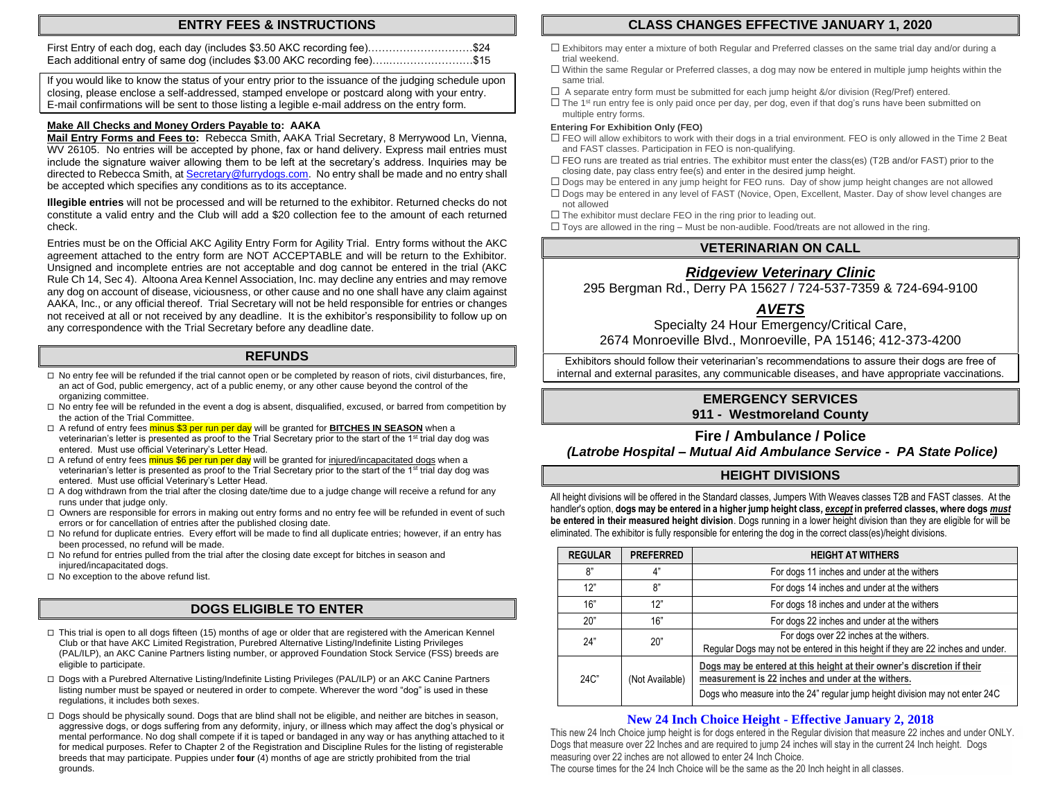## ENTRY FEES & INSTRUCTIONS

First Entry of each dog, each day (includes $3.50 AKC recording fee)…………………………$24
Each additional entry of same dog (includes $3.00 AKC recording fee)……………………….$15

If you would like to know the status of your entry prior to the issuance of the judging schedule upon closing, please enclose a self-addressed, stamped envelope or postcard along with your entry. E-mail confirmations will be sent to those listing a legible e-mail address on the entry form.

**Make All Checks and Money Orders Payable to: AAKA**

**Mail Entry Forms and Fees to:** Rebecca Smith, AAKA Trial Secretary, 8 Merrywood Ln, Vienna, WV 26105. No entries will be accepted by phone, fax or hand delivery. Express mail entries must include the signature waiver allowing them to be left at the secretary's address. Inquiries may be directed to Rebecca Smith, at Secretary@furrydogs.com. No entry shall be made and no entry shall be accepted which specifies any conditions as to its acceptance.

**Illegible entries** will not be processed and will be returned to the exhibitor. Returned checks do not constitute a valid entry and the Club will add a $20 collection fee to the amount of each returned check.

Entries must be on the Official AKC Agility Entry Form for Agility Trial. Entry forms without the AKC agreement attached to the entry form are NOT ACCEPTABLE and will be return to the Exhibitor. Unsigned and incomplete entries are not acceptable and dog cannot be entered in the trial (AKC Rule Ch 14, Sec 4). Altoona Area Kennel Association, Inc. may decline any entries and may remove any dog on account of disease, viciousness, or other cause and no one shall have any claim against AAKA, Inc., or any official thereof. Trial Secretary will not be held responsible for entries or changes not received at all or not received by any deadline. It is the exhibitor's responsibility to follow up on any correspondence with the Trial Secretary before any deadline date.

## REFUNDS

- No entry fee will be refunded if the trial cannot open or be completed by reason of riots, civil disturbances, fire, an act of God, public emergency, act of a public enemy, or any other cause beyond the control of the organizing committee.
- No entry fee will be refunded in the event a dog is absent, disqualified, excused, or barred from competition by the action of the Trial Committee.
- A refund of entry fees minus $3 per run per day will be granted for **BITCHES IN SEASON** when a veterinarian's letter is presented as proof to the Trial Secretary prior to the start of the 1st trial day dog was entered. Must use official Veterinary's Letter Head.
- A refund of entry fees minus $6 per run per day will be granted for injured/incapacitated dogs when a veterinarian's letter is presented as proof to the Trial Secretary prior to the start of the 1st trial day dog was entered. Must use official Veterinary's Letter Head.
- A dog withdrawn from the trial after the closing date/time due to a judge change will receive a refund for any runs under that judge only.
- Owners are responsible for errors in making out entry forms and no entry fee will be refunded in event of such errors or for cancellation of entries after the published closing date.
- No refund for duplicate entries. Every effort will be made to find all duplicate entries; however, if an entry has been processed, no refund will be made.
- No refund for entries pulled from the trial after the closing date except for bitches in season and injured/incapacitated dogs.
- No exception to the above refund list.

## DOGS ELIGIBLE TO ENTER

- This trial is open to all dogs fifteen (15) months of age or older that are registered with the American Kennel Club or that have AKC Limited Registration, Purebred Alternative Listing/Indefinite Listing Privileges (PAL/ILP), an AKC Canine Partners listing number, or approved Foundation Stock Service (FSS) breeds are eligible to participate.
- Dogs with a Purebred Alternative Listing/Indefinite Listing Privileges (PAL/ILP) or an AKC Canine Partners listing number must be spayed or neutered in order to compete. Wherever the word "dog" is used in these regulations, it includes both sexes.
- Dogs should be physically sound. Dogs that are blind shall not be eligible, and neither are bitches in season, aggressive dogs, or dogs suffering from any deformity, injury, or illness which may affect the dog's physical or mental performance. No dog shall compete if it is taped or bandaged in any way or has anything attached to it for medical purposes. Refer to Chapter 2 of the Registration and Discipline Rules for the listing of registerable breeds that may participate. Puppies under **four** (4) months of age are strictly prohibited from the trial grounds.

## CLASS CHANGES EFFECTIVE JANUARY 1, 2020

- Exhibitors may enter a mixture of both Regular and Preferred classes on the same trial day and/or during a trial weekend.
- Within the same Regular or Preferred classes, a dog may now be entered in multiple jump heights within the same trial.
- A separate entry form must be submitted for each jump height &/or division (Reg/Pref) entered.
- The 1st run entry fee is only paid once per day, per dog, even if that dog's runs have been submitted on multiple entry forms.

**Entering For Exhibition Only (FEO)**

- FEO will allow exhibitors to work with their dogs in a trial environment. FEO is only allowed in the Time 2 Beat and FAST classes. Participation in FEO is non-qualifying.
- FEO runs are treated as trial entries. The exhibitor must enter the class(es) (T2B and/or FAST) prior to the closing date, pay class entry fee(s) and enter in the desired jump height.
- Dogs may be entered in any jump height for FEO runs. Day of show jump height changes are not allowed
- Dogs may be entered in any level of FAST (Novice, Open, Excellent, Master. Day of show level changes are not allowed
- The exhibitor must declare FEO in the ring prior to leading out.
- Toys are allowed in the ring – Must be non-audible. Food/treats are not allowed in the ring.

## VETERINARIAN ON CALL

***Ridgeview Veterinary Clinic***

295 Bergman Rd., Derry PA 15627 / 724-537-7359 & 724-694-9100

***AVETS***

Specialty 24 Hour Emergency/Critical Care,
2674 Monroeville Blvd., Monroeville, PA 15146; 412-373-4200

Exhibitors should follow their veterinarian's recommendations to assure their dogs are free of internal and external parasites, any communicable diseases, and have appropriate vaccinations.

## EMERGENCY SERVICES

**911 - Westmoreland County**

**Fire / Ambulance / Police**

***(Latrobe Hospital – Mutual Aid Ambulance Service - PA State Police)***

## HEIGHT DIVISIONS

All height divisions will be offered in the Standard classes, Jumpers With Weaves classes T2B and FAST classes. At the handler's option, **dogs may be entered in a higher jump height class, *except* in preferred classes, where dogs *must* be entered in their measured height division**. Dogs running in a lower height division than they are eligible for will be eliminated. The exhibitor is fully responsible for entering the dog in the correct class(es)/height divisions.

| REGULAR | PREFERRED | HEIGHT AT WITHERS |
|---|---|---|
| 8" | 4" | For dogs 11 inches and under at the withers |
| 12" | 8" | For dogs 14 inches and under at the withers |
| 16" | 12" | For dogs 18 inches and under at the withers |
| 20" | 16" | For dogs 22 inches and under at the withers |
| 24" | 20" | For dogs over 22 inches at the withers. Regular Dogs may not be entered in this height if they are 22 inches and under. |
| 24C" | (Not Available) | **Dogs may be entered at this height at their owner's discretion if their measurement is 22 inches and under at the withers.** Dogs who measure into the 24" regular jump height division may not enter 24C |

### New 24 Inch Choice Height - Effective January 2, 2018

This new 24 Inch Choice jump height is for dogs entered in the Regular division that measure 22 inches and under ONLY. Dogs that measure over 22 Inches and are required to jump 24 inches will stay in the current 24 Inch height. Dogs measuring over 22 inches are not allowed to enter 24 Inch Choice.
The course times for the 24 Inch Choice will be the same as the 20 Inch height in all classes.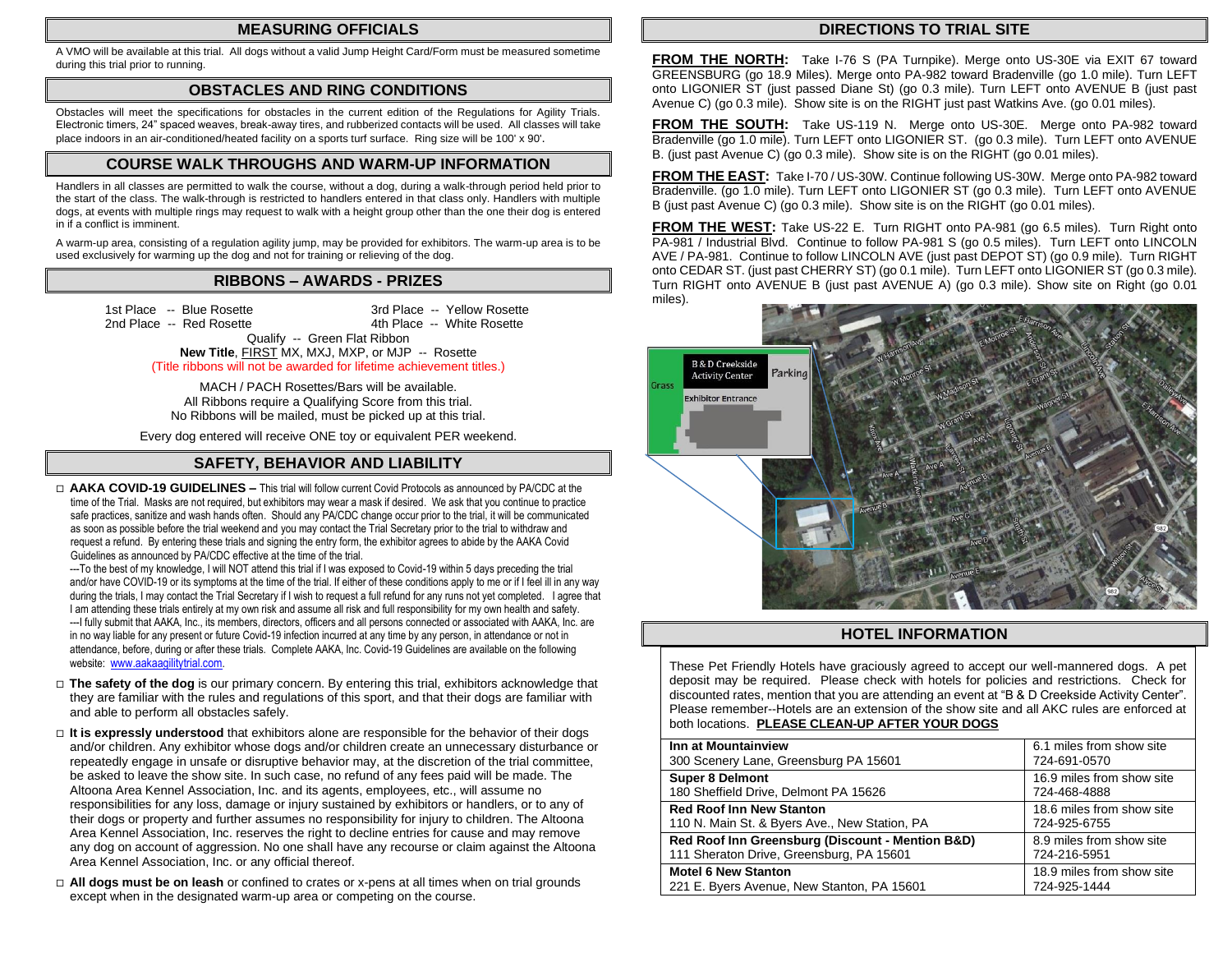## MEASURING OFFICIALS

A VMO will be available at this trial. All dogs without a valid Jump Height Card/Form must be measured sometime during this trial prior to running.

## OBSTACLES AND RING CONDITIONS

Obstacles will meet the specifications for obstacles in the current edition of the Regulations for Agility Trials. Electronic timers, 24" spaced weaves, break-away tires, and rubberized contacts will be used. All classes will take place indoors in an air-conditioned/heated facility on a sports turf surface. Ring size will be 100' x 90'.

## COURSE WALK THROUGHS AND WARM-UP INFORMATION

Handlers in all classes are permitted to walk the course, without a dog, during a walk-through period held prior to the start of the class. The walk-through is restricted to handlers entered in that class only. Handlers with multiple dogs, at events with multiple rings may request to walk with a height group other than the one their dog is entered in if a conflict is imminent.

A warm-up area, consisting of a regulation agility jump, may be provided for exhibitors. The warm-up area is to be used exclusively for warming up the dog and not for training or relieving of the dog.

## RIBBONS – AWARDS - PRIZES

1st Place -- Blue Rosette
2nd Place -- Red Rosette
3rd Place -- Yellow Rosette
4th Place -- White Rosette

Qualify -- Green Flat Ribbon

**New Title**, FIRST MX, MXJ, MXP, or MJP -- Rosette

(Title ribbons will not be awarded for lifetime achievement titles.)

MACH / PACH Rosettes/Bars will be available.
All Ribbons require a Qualifying Score from this trial.
No Ribbons will be mailed, must be picked up at this trial.

Every dog entered will receive ONE toy or equivalent PER weekend.

## SAFETY, BEHAVIOR AND LIABILITY

- **AAKA COVID-19 GUIDELINES –** This trial will follow current Covid Protocols as announced by PA/CDC at the time of the Trial. Masks are not required, but exhibitors may wear a mask if desired. We ask that you continue to practice safe practices, sanitize and wash hands often. Should any PA/CDC change occur prior to the trial, it will be communicated as soon as possible before the trial weekend and you may contact the Trial Secretary prior to the trial to withdraw and request a refund. By entering these trials and signing the entry form, the exhibitor agrees to abide by the AAKA Covid Guidelines as announced by PA/CDC effective at the time of the trial.
  ---To the best of my knowledge, I will NOT attend this trial if I was exposed to Covid-19 within 5 days preceding the trial and/or have COVID-19 or its symptoms at the time of the trial. If either of these conditions apply to me or if I feel ill in any way during the trials, I may contact the Trial Secretary if I wish to request a full refund for any runs not yet completed. I agree that I am attending these trials entirely at my own risk and assume all risk and full responsibility for my own health and safety.
  ---I fully submit that AAKA, Inc., its members, directors, officers and all persons connected or associated with AAKA, Inc. are in no way liable for any present or future Covid-19 infection incurred at any time by any person, in attendance or not in attendance, before, during or after these trials. Complete AAKA, Inc. Covid-19 Guidelines are available on the following website: www.aakaagilitytrial.com.
- **The safety of the dog** is our primary concern. By entering this trial, exhibitors acknowledge that they are familiar with the rules and regulations of this sport, and that their dogs are familiar with and able to perform all obstacles safely.
- **It is expressly understood** that exhibitors alone are responsible for the behavior of their dogs and/or children. Any exhibitor whose dogs and/or children create an unnecessary disturbance or repeatedly engage in unsafe or disruptive behavior may, at the discretion of the trial committee, be asked to leave the show site. In such case, no refund of any fees paid will be made. The Altoona Area Kennel Association, Inc. and its agents, employees, etc., will assume no responsibilities for any loss, damage or injury sustained by exhibitors or handlers, or to any of their dogs or property and further assumes no responsibility for injury to children. The Altoona Area Kennel Association, Inc. reserves the right to decline entries for cause and may remove any dog on account of aggression. No one shall have any recourse or claim against the Altoona Area Kennel Association, Inc. or any official thereof.
- **All dogs must be on leash** or confined to crates or x-pens at all times when on trial grounds except when in the designated warm-up area or competing on the course.

## DIRECTIONS TO TRIAL SITE

**FROM THE NORTH:** Take I-76 S (PA Turnpike). Merge onto US-30E via EXIT 67 toward GREENSBURG (go 18.9 Miles). Merge onto PA-982 toward Bradenville (go 1.0 mile). Turn LEFT onto LIGONIER ST (just passed Diane St) (go 0.3 mile). Turn LEFT onto AVENUE B (just past Avenue C) (go 0.3 mile). Show site is on the RIGHT just past Watkins Ave. (go 0.01 miles).

**FROM THE SOUTH:** Take US-119 N. Merge onto US-30E. Merge onto PA-982 toward Bradenville (go 1.0 mile). Turn LEFT onto LIGONIER ST. (go 0.3 mile). Turn LEFT onto AVENUE B. (just past Avenue C) (go 0.3 mile). Show site is on the RIGHT (go 0.01 miles).

**FROM THE EAST:** Take I-70 / US-30W. Continue following US-30W. Merge onto PA-982 toward Bradenville. (go 1.0 mile). Turn LEFT onto LIGONIER ST (go 0.3 mile). Turn LEFT onto AVENUE B (just past Avenue C) (go 0.3 mile). Show site is on the RIGHT (go 0.01 miles).

**FROM THE WEST:** Take US-22 E. Turn RIGHT onto PA-981 (go 6.5 miles). Turn Right onto PA-981 / Industrial Blvd. Continue to follow PA-981 S (go 0.5 miles). Turn LEFT onto LINCOLN AVE / PA-981. Continue to follow LINCOLN AVE (just past DEPOT ST) (go 0.9 mile). Turn RIGHT onto CEDAR ST. (just past CHERRY ST) (go 0.1 mile). Turn LEFT onto LIGONIER ST (go 0.3 mile). Turn RIGHT onto AVENUE B (just past AVENUE A) (go 0.3 mile). Show site on Right (go 0.01 miles).

## HOTEL INFORMATION

These Pet Friendly Hotels have graciously agreed to accept our well-mannered dogs. A pet deposit may be required. Please check with hotels for policies and restrictions. Check for discounted rates, mention that you are attending an event at "B & D Creekside Activity Center". Please remember--Hotels are an extension of the show site and all AKC rules are enforced at both locations. **PLEASE CLEAN-UP AFTER YOUR DOGS**

| Hotel | Distance / Phone |
|---|---|
| **Inn at Mountainview**<br>300 Scenery Lane, Greensburg PA 15601 | 6.1 miles from show site<br>724-691-0570 |
| **Super 8 Delmont**<br>180 Sheffield Drive, Delmont PA 15626 | 16.9 miles from show site<br>724-468-4888 |
| **Red Roof Inn New Stanton**<br>110 N. Main St. & Byers Ave., New Station, PA | 18.6 miles from show site<br>724-925-6755 |
| **Red Roof Inn Greensburg (Discount - Mention B&D)**<br>111 Sheraton Drive, Greensburg, PA 15601 | 8.9 miles from show site<br>724-216-5951 |
| **Motel 6 New Stanton**<br>221 E. Byers Avenue, New Stanton, PA 15601 | 18.9 miles from show site<br>724-925-1444 |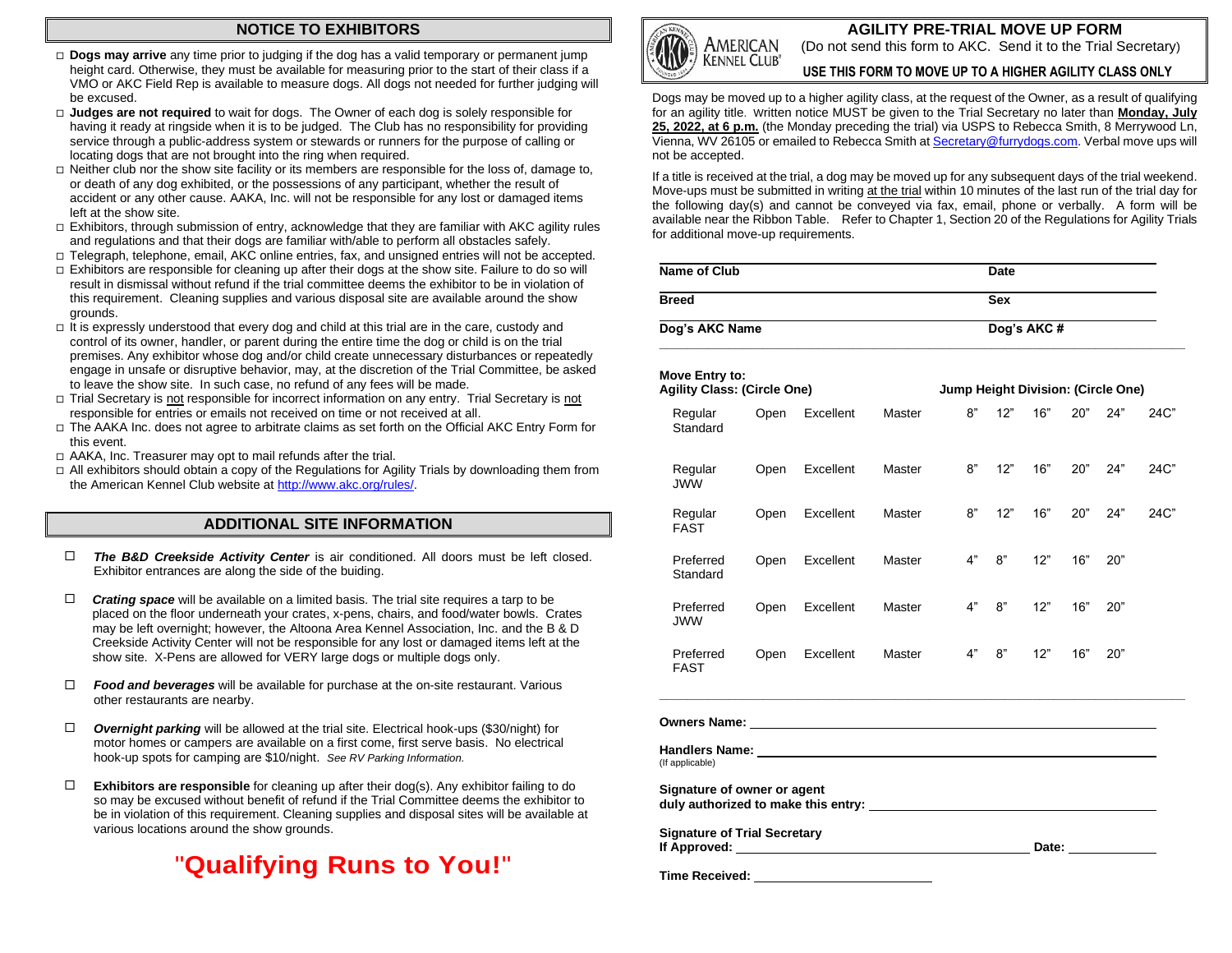## NOTICE TO EXHIBITORS

- **Dogs may arrive** any time prior to judging if the dog has a valid temporary or permanent jump height card. Otherwise, they must be available for measuring prior to the start of their class if a VMO or AKC Field Rep is available to measure dogs. All dogs not needed for further judging will be excused.
- **Judges are not required** to wait for dogs. The Owner of each dog is solely responsible for having it ready at ringside when it is to be judged. The Club has no responsibility for providing service through a public-address system or stewards or runners for the purpose of calling or locating dogs that are not brought into the ring when required.
- Neither club nor the show site facility or its members are responsible for the loss of, damage to, or death of any dog exhibited, or the possessions of any participant, whether the result of accident or any other cause. AAKA, Inc. will not be responsible for any lost or damaged items left at the show site.
- Exhibitors, through submission of entry, acknowledge that they are familiar with AKC agility rules and regulations and that their dogs are familiar with/able to perform all obstacles safely.
- Telegraph, telephone, email, AKC online entries, fax, and unsigned entries will not be accepted.
- Exhibitors are responsible for cleaning up after their dogs at the show site. Failure to do so will result in dismissal without refund if the trial committee deems the exhibitor to be in violation of this requirement. Cleaning supplies and various disposal site are available around the show grounds.
- It is expressly understood that every dog and child at this trial are in the care, custody and control of its owner, handler, or parent during the entire time the dog or child is on the trial premises. Any exhibitor whose dog and/or child create unnecessary disturbances or repeatedly engage in unsafe or disruptive behavior, may, at the discretion of the Trial Committee, be asked to leave the show site. In such case, no refund of any fees will be made.
- Trial Secretary is not responsible for incorrect information on any entry. Trial Secretary is not responsible for entries or emails not received on time or not received at all.
- The AAKA Inc. does not agree to arbitrate claims as set forth on the Official AKC Entry Form for this event.
- AAKA, Inc. Treasurer may opt to mail refunds after the trial.
- All exhibitors should obtain a copy of the Regulations for Agility Trials by downloading them from the American Kennel Club website at http://www.akc.org/rules/.

## ADDITIONAL SITE INFORMATION

- ***The B&D Creekside Activity Center*** is air conditioned. All doors must be left closed. Exhibitor entrances are along the side of the buiding.
- ***Crating space*** will be available on a limited basis. The trial site requires a tarp to be placed on the floor underneath your crates, x-pens, chairs, and food/water bowls. Crates may be left overnight; however, the Altoona Area Kennel Association, Inc. and the B & D Creekside Activity Center will not be responsible for any lost or damaged items left at the show site. X-Pens are allowed for VERY large dogs or multiple dogs only.
- ***Food and beverages*** will be available for purchase at the on-site restaurant. Various other restaurants are nearby.
- ***Overnight parking*** will be allowed at the trial site. Electrical hook-ups ($30/night) for motor homes or campers are available on a first come, first serve basis. No electrical hook-up spots for camping are $10/night. *See RV Parking Information.*
- **Exhibitors are responsible** for cleaning up after their dog(s). Any exhibitor failing to do so may be excused without benefit of refund if the Trial Committee deems the exhibitor to be in violation of this requirement. Cleaning supplies and disposal sites will be available at various locations around the show grounds.

# "Qualifying Runs to You!"

AMERICAN KENNEL CLUB

## AGILITY PRE-TRIAL MOVE UP FORM

(Do not send this form to AKC. Send it to the Trial Secretary)

**USE THIS FORM TO MOVE UP TO A HIGHER AGILITY CLASS ONLY**

Dogs may be moved up to a higher agility class, at the request of the Owner, as a result of qualifying for an agility title. written notice MUST be given to the Trial Secretary no later than **Monday, July 25, 2022, at 6 p.m.** (the Monday preceding the trial) via USPS to Rebecca Smith, 8 Merrywood Ln, Vienna, WV 26105 or emailed to Rebecca Smith at Secretary@furrydogs.com. Verbal move ups will not be accepted.

If a title is received at the trial, a dog may be moved up for any subsequent days of the trial weekend. Move-ups must be submitted in writing at the trial within 10 minutes of the last run of the trial day for the following day(s) and cannot be conveyed via fax, email, phone or verbally. A form will be available near the Ribbon Table. Refer to Chapter 1, Section 20 of the Regulations for Agility Trials for additional move-up requirements.

**Name of Club** ______________________ **Date** __________

**Breed** ______________________ **Sex** __________

**Dog's AKC Name** ______________________ **Dog's AKC #** __________

**Move Entry to:**

| Agility Class: (Circle One) | | | | Jump Height Division: (Circle One) | | | | | |
|---|---|---|---|---|---|---|---|---|---|
| Regular Standard | Open | Excellent | Master | 8" | 12" | 16" | 20" | 24" | 24C" |
| Regular JWW | Open | Excellent | Master | 8" | 12" | 16" | 20" | 24" | 24C" |
| Regular FAST | Open | Excellent | Master | 8" | 12" | 16" | 20" | 24" | 24C" |
| Preferred Standard | Open | Excellent | Master | 4" | 8" | 12" | 16" | 20" | |
| Preferred JWW | Open | Excellent | Master | 4" | 8" | 12" | 16" | 20" | |
| Preferred FAST | Open | Excellent | Master | 4" | 8" | 12" | 16" | 20" | |

**Owners Name:** ______________________

**Handlers Name:** ______________________
(If applicable)

**Signature of owner or agent duly authorized to make this entry:** ______________________

**Signature of Trial Secretary If Approved:** ______________________ **Date:** __________

**Time Received:** __________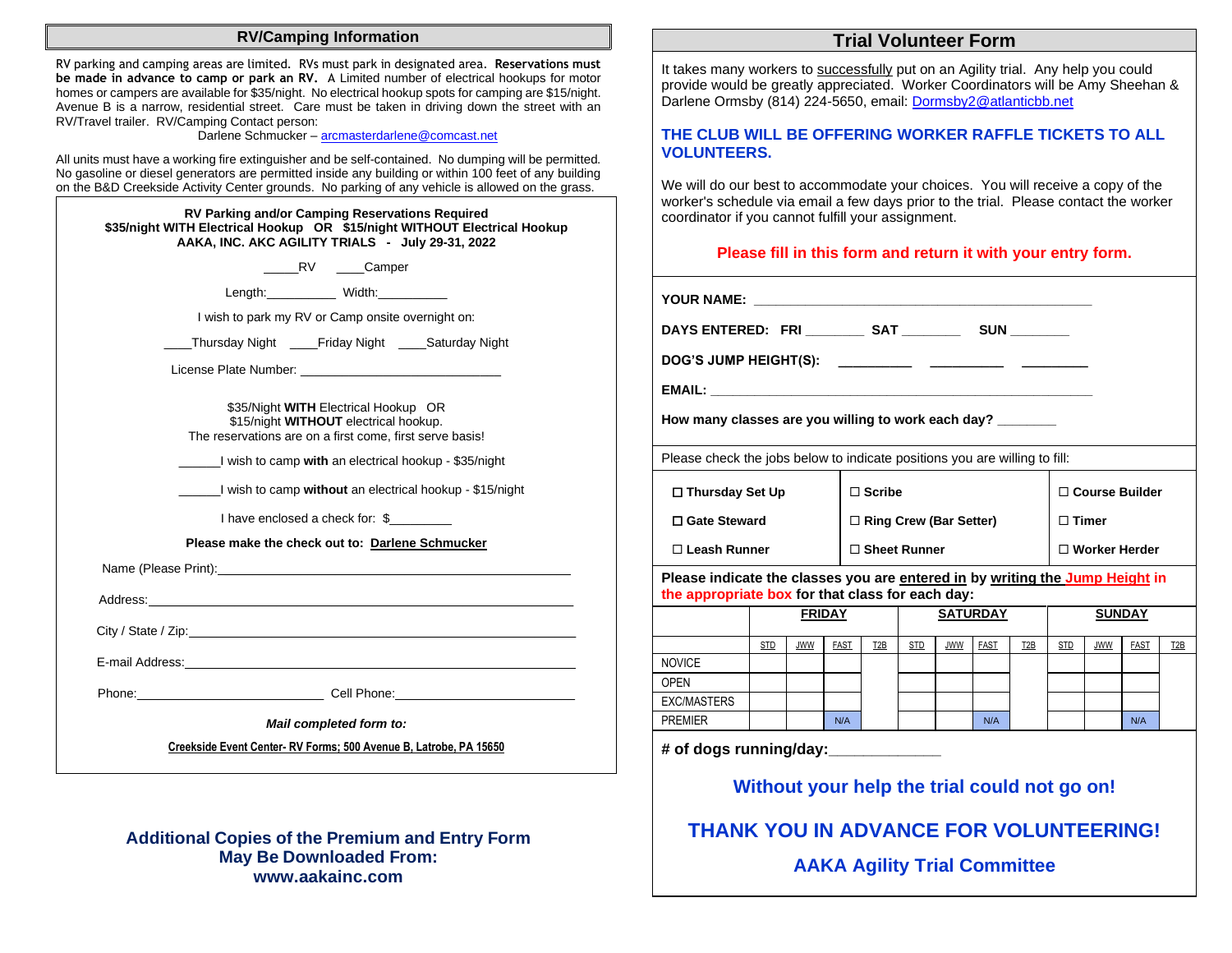## RV/Camping Information

RV parking and camping areas are limited. RVs must park in designated area. **Reservations must be made in advance to camp or park an RV.** A Limited number of electrical hookups for motor homes or campers are available for $35/night. No electrical hookup spots for camping are $15/night. Avenue B is a narrow, residential street. Care must be taken in driving down the street with an RV/Travel trailer. RV/Camping Contact person:

Darlene Schmucker – arcmasterdarlene@comcast.net

All units must have a working fire extinguisher and be self-contained. No dumping will be permitted. No gasoline or diesel generators are permitted inside any building or within 100 feet of any building on the B&D Creekside Activity Center grounds. No parking of any vehicle is allowed on the grass.

**RV Parking and/or Camping Reservations Required**
**$35/night WITH Electrical Hookup OR $15/night WITHOUT Electrical Hookup**
**AAKA, INC. AKC AGILITY TRIALS - July 29-31, 2022**

_____RV ____Camper

Length:__________ Width:__________

I wish to park my RV or Camp onsite overnight on:

____Thursday Night ____Friday Night ____Saturday Night

License Plate Number: ____________________________

$35/Night **WITH** Electrical Hookup OR
$15/night **WITHOUT** electrical hookup.
The reservations are on a first come, first serve basis!

______I wish to camp **with** an electrical hookup - $35/night

______I wish to camp **without** an electrical hookup - $15/night

I have enclosed a check for: $_________

**Please make the check out to: Darlene Schmucker**

Name (Please Print):______________________________________________

Address:________________________________________________________

City / State / Zip:_________________________________________________

E-mail Address:___________________________________________________

Phone:__________________________ Cell Phone:_______________________

***Mail completed form to:***

**Creekside Event Center- RV Forms; 500 Avenue B, Latrobe, PA 15650**

**Additional Copies of the Premium and Entry Form May Be Downloaded From: www.aakainc.com**

## Trial Volunteer Form

It takes many workers to successfully put on an Agility trial. Any help you could provide would be greatly appreciated. Worker Coordinators will be Amy Sheehan & Darlene Ormsby (814) 224-5650, email: Dormsby2@atlanticbb.net

**THE CLUB WILL BE OFFERING WORKER RAFFLE TICKETS TO ALL VOLUNTEERS.**

We will do our best to accommodate your choices. You will receive a copy of the worker's schedule via email a few days prior to the trial. Please contact the worker coordinator if you cannot fulfill your assignment.

**Please fill in this form and return it with your entry form.**

**YOUR NAME:** ____________________________________________

**DAYS ENTERED: FRI** ________ **SAT** ________ **SUN** ________

**DOG'S JUMP HEIGHT(S):** __________ __________ _________

**EMAIL:** ________________________________________________

**How many classes are you willing to work each day?** ________

Please check the jobs below to indicate positions you are willing to fill:

| | | |
|---|---|---|
| ☐ **Thursday Set Up** | ☐ **Scribe** | ☐ **Course Builder** |
| ☐ **Gate Steward** | ☐ **Ring Crew (Bar Setter)** | ☐ **Timer** |
| ☐ **Leash Runner** | ☐ **Sheet Runner** | ☐ **Worker Herder** |

**Please indicate the classes you are entered in by writing the Jump Height in the appropriate box for that class for each day:**

| | FRIDAY | | | | SATURDAY | | | | SUNDAY | | | |
|---|---|---|---|---|---|---|---|---|---|---|---|---|
| | STD | JWW | FAST | T2B | STD | JWW | FAST | T2B | STD | JWW | FAST | T2B |
| NOVICE | | | | | | | | | | | | |
| OPEN | | | | | | | | | | | | |
| EXC/MASTERS | | | | | | | | | | | | |
| PREMIER | | | N/A | | | | N/A | | | | N/A | |

**# of dogs running/day:**_____________

**Without your help the trial could not go on!**

**THANK YOU IN ADVANCE FOR VOLUNTEERING!**

**AAKA Agility Trial Committee**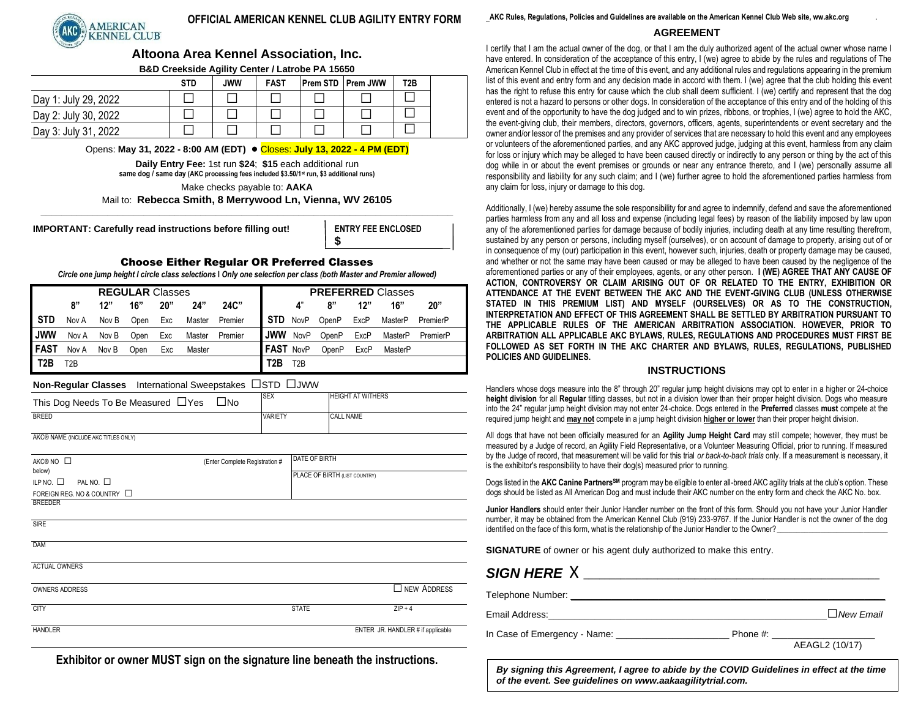AMERICAN KENNEL CLUB

# OFFICIAL AMERICAN KENNEL CLUB AGILITY ENTRY FORM

## Altoona Area Kennel Association, Inc.

**B&D Creekside Agility Center / Latrobe PA 15650**

| | STD | JWW | FAST | Prem STD | Prem JWW | T2B |
|---|---|---|---|---|---|---|
| Day 1: July 29, 2022 | ☐ | ☐ | ☐ | ☐ | ☐ | ☐ |
| Day 2: July 30, 2022 | ☐ | ☐ | ☐ | ☐ | ☐ | ☐ |
| Day 3: July 31, 2022 | ☐ | ☐ | ☐ | ☐ | ☐ | ☐ |

Opens: **May 31, 2022 - 8:00 AM (EDT)** • Closes: **July 13, 2022 - 4 PM (EDT)**

**Daily Entry Fee:** 1st run **$24**; **$15** each additional run
**same dog / same day (AKC processing fees included $3.50/1st run, $3 additional runs)**

Make checks payable to: **AAKA**

Mail to: **Rebecca Smith, 8 Merrywood Ln, Vienna, WV 26105**

**IMPORTANT: Carefully read instructions before filling out!**

**ENTRY FEE ENCLOSED**
**$**

### Choose Either Regular OR Preferred Classes

*Circle one jump height I circle class selections I Only one selection per class (both Master and Premier allowed)*

| REGULAR Classes | 8" | 12" | 16" | 20" | 24" | 24C" | PREFERRED Classes | 4" | 8" | 12" | 16" | 20" |
|---|---|---|---|---|---|---|---|---|---|---|---|---|
| **STD** | Nov A | Nov B | Open | Exc | Master | Premier | **STD** | NovP | OpenP | ExcP | MasterP | PremierP |
| **JWW** | Nov A | Nov B | Open | Exc | Master | Premier | **JWW** | NovP | OpenP | ExcP | MasterP | PremierP |
| **FAST** | Nov A | Nov B | Open | Exc | Master | | **FAST** | NovP | OpenP | ExcP | MasterP | |
| **T2B** | T2B | | | | | | **T2B** | T2B | | | | |

**Non-Regular Classes** International Sweepstakes ☐STD ☐JWW

This Dog Needs To Be Measured ☐Yes ☐No

SEX

HEIGHT AT WITHERS

BREED

VARIETY

CALL NAME

AKC® NAME (INCLUDE AKC TITLES ONLY)

AKC® NO ☐ (Enter Complete Registration # below)

ILP NO. ☐ PAL NO. ☐

FOREIGN REG. NO & COUNTRY ☐

DATE OF BIRTH

PLACE OF BIRTH (LIST COUNTRY)

BREEDER

SIRE

DAM

ACTUAL OWNERS

OWNERS ADDRESS ☐ NEW ADDRESS

CITY STATE ZIP + 4

HANDLER ENTER JR. HANDLER # if applicable

**Exhibitor or owner MUST sign on the signature line beneath the instructions.**

**AKC Rules, Regulations, Policies and Guidelines are available on the American Kennel Club Web site, ww.akc.org**

## AGREEMENT

I certify that I am the actual owner of the dog, or that I am the duly authorized agent of the actual owner whose name I have entered. In consideration of the acceptance of this entry, I (we) agree to abide by the rules and regulations of The American Kennel Club in effect at the time of this event, and any additional rules and regulations appearing in the premium list of this event and entry form and any decision made in accord with them. I (we) agree that the club holding this event has the right to refuse this entry for cause which the club shall deem sufficient. I (we) certify and represent that the dog entered is not a hazard to persons or other dogs. In consideration of the acceptance of this entry and of the holding of this event and of the opportunity to have the dog judged and to win prizes, ribbons, or trophies, I (we) agree to hold the AKC, the event-giving club, their members, directors, governors, officers, agents, superintendents or event secretary and the owner and/or lessor of the premises and any provider of services that are necessary to hold this event and any employees or volunteers of the aforementioned parties, and any AKC approved judge, judging at this event, harmless from any claim for loss or injury which may be alleged to have been caused directly or indirectly to any person or thing by the act of this dog while in or about the event premises or grounds or near any entrance thereto, and I (we) personally assume all responsibility and liability for any such claim; and I (we) further agree to hold the aforementioned parties harmless from any claim for loss, injury or damage to this dog.

Additionally, I (we) hereby assume the sole responsibility for and agree to indemnify, defend and save the aforementioned parties harmless from any and all loss and expense (including legal fees) by reason of the liability imposed by law upon any of the aforementioned parties for damage because of bodily injuries, including death at any time resulting therefrom, sustained by any person or persons, including myself (ourselves), or on account of damage to property, arising out of or in consequence of my (our) participation in this event, however such, injuries, death or property damage may be caused, and whether or not the same may have been caused or may be alleged to have been caused by the negligence of the aforementioned parties or any of their employees, agents, or any other person. **I (WE) AGREE THAT ANY CAUSE OF ACTION, CONTROVERSY OR CLAIM ARISING OUT OF OR RELATED TO THE ENTRY, EXHIBITION OR ATTENDANCE AT THE EVENT BETWEEN THE AKC AND THE EVENT-GIVING CLUB (UNLESS OTHERWISE STATED IN THIS PREMIUM LIST) AND MYSELF (OURSELVES) OR AS TO THE CONSTRUCTION, INTERPRETATION AND EFFECT OF THIS AGREEMENT SHALL BE SETTLED BY ARBITRATION PURSUANT TO THE APPLICABLE RULES OF THE AMERICAN ARBITRATION ASSOCIATION. HOWEVER, PRIOR TO ARBITRATION ALL APPLICABLE AKC BYLAWS, RULES, REGULATIONS AND PROCEDURES MUST FIRST BE FOLLOWED AS SET FORTH IN THE AKC CHARTER AND BYLAWS, RULES, REGULATIONS, PUBLISHED POLICIES AND GUIDELINES.**

## INSTRUCTIONS

Handlers whose dogs measure into the 8" through 20" regular jump height divisions may opt to enter in a higher or 24-choice **height division** for all **Regular** titling classes, but not in a division lower than their proper height division. Dogs who measure into the 24" regular jump height division may not enter 24-choice. Dogs entered in the **Preferred** classes **must** compete at the required jump height and **may not** compete in a jump height division **higher or lower** than their proper height division.

All dogs that have not been officially measured for an **Agility Jump Height Card** may still compete; however, they must be measured by a Judge of record, an Agility Field Representative, or a Volunteer Measuring Official, prior to running. If measured by the Judge of record, that measurement will be valid for this trial *or back-to-back trials* only. If a measurement is necessary, it is the exhibitor's responsibility to have their dog(s) measured prior to running.

Dogs listed in the **AKC Canine Partners**SM program may be eligible to enter all-breed AKC agility trials at the club's option. These dogs should be listed as All American Dog and must include their AKC number on the entry form and check the AKC No. box.

**Junior Handlers** should enter their Junior Handler number on the front of this form. Should you not have your Junior Handler number, it may be obtained from the American Kennel Club (919) 233-9767. If the Junior Handler is not the owner of the dog identified on the face of this form, what is the relationship of the Junior Handler to the Owner? ___________________________

**SIGNATURE** of owner or his agent duly authorized to make this entry.

***SIGN HERE*** X ______________________________________________

Telephone Number: ______________________________________________

Email Address: ______________________________________________ ☐*New Email*

In Case of Emergency - Name: ______________________ Phone #: ____________________

AEAGL2 (10/17)

***By signing this Agreement, I agree to abide by the COVID Guidelines in effect at the time of the event. See guidelines on www.aakaagilitytrial.com.***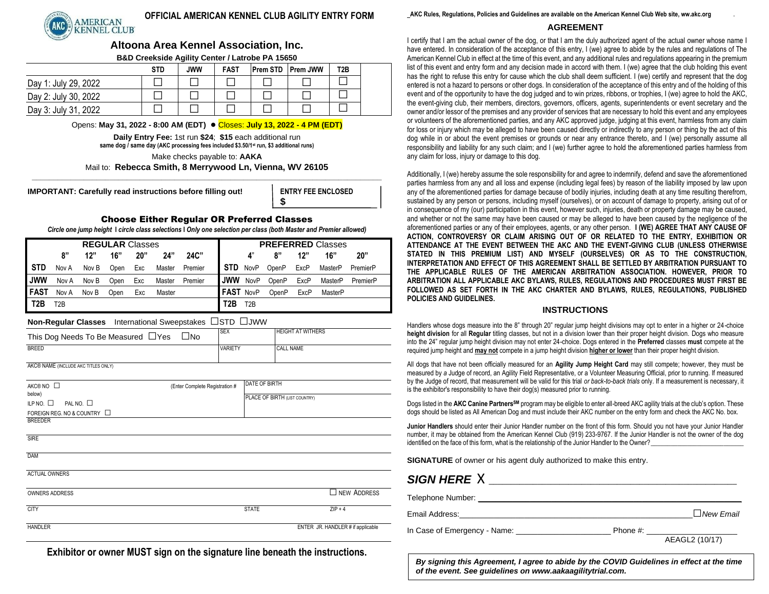# OFFICIAL AMERICAN KENNEL CLUB AGILITY ENTRY FORM

## Altoona Area Kennel Association, Inc.

**B&D Creekside Agility Center / Latrobe PA 15650**

| | STD | JWW | FAST | Prem STD | Prem JWW | T2B |
|---|---|---|---|---|---|---|
| Day 1: July 29, 2022 | ☐ | ☐ | ☐ | ☐ | ☐ | ☐ |
| Day 2: July 30, 2022 | ☐ | ☐ | ☐ | ☐ | ☐ | ☐ |
| Day 3: July 31, 2022 | ☐ | ☐ | ☐ | ☐ | ☐ | ☐ |

Opens: **May 31, 2022 - 8:00 AM (EDT)** • Closes: **July 13, 2022 - 4 PM (EDT)**

**Daily Entry Fee:** 1st run **$24**; **$15** each additional run
**same dog / same day (AKC processing fees included $3.50/1st run, $3 additional runs)**

Make checks payable to: **AAKA**

Mail to: **Rebecca Smith, 8 Merrywood Ln, Vienna, WV 26105**

**IMPORTANT: Carefully read instructions before filling out!**

**ENTRY FEE ENCLOSED**
**$**

### Choose Either Regular OR Preferred Classes

***Circle one jump height I circle class selections I Only one selection per class (both Master and Premier allowed)***

| REGULAR Classes | 8" | 12" | 16" | 20" | 24" | 24C" | PREFERRED Classes | 4" | 8" | 12" | 16" | 20" |
|---|---|---|---|---|---|---|---|---|---|---|---|---|
| **STD** | Nov A | Nov B | Open | Exc | Master | Premier | **STD** | NovP | OpenP | ExcP | MasterP | PremierP |
| **JWW** | Nov A | Nov B | Open | Exc | Master | Premier | **JWW** | NovP | OpenP | ExcP | MasterP | PremierP |
| **FAST** | Nov A | Nov B | Open | Exc | Master | | **FAST** | NovP | OpenP | ExcP | MasterP | |
| **T2B** | T2B | | | | | | **T2B** | T2B | | | | |

**Non-Regular Classes** International Sweepstakes ☐STD ☐JWW

This Dog Needs To Be Measured ☐Yes ☐No

SEX

HEIGHT AT WITHERS

BREED

VARIETY

CALL NAME

AKC® NAME (INCLUDE AKC TITLES ONLY)

AKC® NO ☐ (Enter Complete Registration # below)

ILP NO. ☐ PAL NO. ☐

FOREIGN REG. NO & COUNTRY ☐

DATE OF BIRTH

PLACE OF BIRTH (LIST COUNTRY)

BREEDER

SIRE

DAM

ACTUAL OWNERS

OWNERS ADDRESS ☐ NEW ADDRESS

CITY STATE ZIP + 4

HANDLER ENTER JR. HANDLER # if applicable

**Exhibitor or owner MUST sign on the signature line beneath the instructions.**

**AKC Rules, Regulations, Policies and Guidelines are available on the American Kennel Club Web site, ww.akc.org**

## AGREEMENT

I certify that I am the actual owner of the dog, or that I am the duly authorized agent of the actual owner whose name I have entered. In consideration of the acceptance of this entry, I (we) agree to abide by the rules and regulations of The American Kennel Club in effect at the time of this event, and any additional rules and regulations appearing in the premium list of this event and entry form and any decision made in accord with them. I (we) agree that the club holding this event has the right to refuse this entry for cause which the club shall deem sufficient. I (we) certify and represent that the dog entered is not a hazard to persons or other dogs. In consideration of the acceptance of this entry and of the holding of this event and of the opportunity to have the dog judged and to win prizes, ribbons, or trophies, I (we) agree to hold the AKC, the event-giving club, their members, directors, governors, officers, agents, superintendents or event secretary and the owner and/or lessor of the premises and any provider of services that are necessary to hold this event and any employees or volunteers of the aforementioned parties, and any AKC approved judge, judging at this event, harmless from any claim for loss or injury which may be alleged to have been caused directly or indirectly to any person or thing by the act of this dog while in or about the event premises or grounds or near any entrance thereto, and I (we) personally assume all responsibility and liability for any such claim; and I (we) further agree to hold the aforementioned parties harmless from any claim for loss, injury or damage to this dog.

Additionally, I (we) hereby assume the sole responsibility for and agree to indemnify, defend and save the aforementioned parties harmless from any and all loss and expense (including legal fees) by reason of the liability imposed by law upon any of the aforementioned parties for damage because of bodily injuries, including death at any time resulting therefrom, sustained by any person or persons, including myself (ourselves), or on account of damage to property, arising out of or in consequence of my (our) participation in this event, however such, injuries, death or property damage may be caused, and whether or not the same may have been caused or may be alleged to have been caused by the negligence of the aforementioned parties or any of their employees, agents, or any other person. **I (WE) AGREE THAT ANY CAUSE OF ACTION, CONTROVERSY OR CLAIM ARISING OUT OF OR RELATED TO THE ENTRY, EXHIBITION OR ATTENDANCE AT THE EVENT BETWEEN THE AKC AND THE EVENT-GIVING CLUB (UNLESS OTHERWISE STATED IN THIS PREMIUM LIST) AND MYSELF (OURSELVES) OR AS TO THE CONSTRUCTION, INTERPRETATION AND EFFECT OF THIS AGREEMENT SHALL BE SETTLED BY ARBITRATION PURSUANT TO THE APPLICABLE RULES OF THE AMERICAN ARBITRATION ASSOCIATION. HOWEVER, PRIOR TO ARBITRATION ALL APPLICABLE AKC BYLAWS, RULES, REGULATIONS AND PROCEDURES MUST FIRST BE FOLLOWED AS SET FORTH IN THE AKC CHARTER AND BYLAWS, RULES, REGULATIONS, PUBLISHED POLICIES AND GUIDELINES.**

## INSTRUCTIONS

Handlers whose dogs measure into the 8" through 20" regular jump height divisions may opt to enter in a higher or 24-choice **height division** for all **Regular** titling classes, but not in a division lower than their proper height division. Dogs who measure into the 24" regular jump height division may not enter 24-choice. Dogs entered in the **Preferred** classes **must** compete at the required jump height and **may not** compete in a jump height division **higher or lower** than their proper height division.

All dogs that have not been officially measured for an **Agility Jump Height Card** may still compete; however, they must be measured by a Judge of record, an Agility Field Representative, or a Volunteer Measuring Official, prior to running. If measured by the Judge of record, that measurement will be valid for this trial *or back-to-back trials* only. If a measurement is necessary, it is the exhibitor's responsibility to have their dog(s) measured prior to running.

Dogs listed in the **AKC Canine Partners℠** program may be eligible to enter all-breed AKC agility trials at the club's option. These dogs should be listed as All American Dog and must include their AKC number on the entry form and check the AKC No. box.

**Junior Handlers** should enter their Junior Handler number on the front of this form. Should you not have your Junior Handler number, it may be obtained from the American Kennel Club (919) 233-9767. If the Junior Handler is not the owner of the dog identified on the face of this form, what is the relationship of the Junior Handler to the Owner? ____________________

**SIGNATURE** of owner or his agent duly authorized to make this entry.

***SIGN HERE*** X ________________________________________

Telephone Number: ________________________________________

Email Address: ________________________________________ ☐*New Email*

In Case of Emergency - Name: ____________________ Phone #: ____________________

AEAGL2 (10/17)

***By signing this Agreement, I agree to abide by the COVID Guidelines in effect at the time of the event. See guidelines on www.aakaagilitytrial.com.***